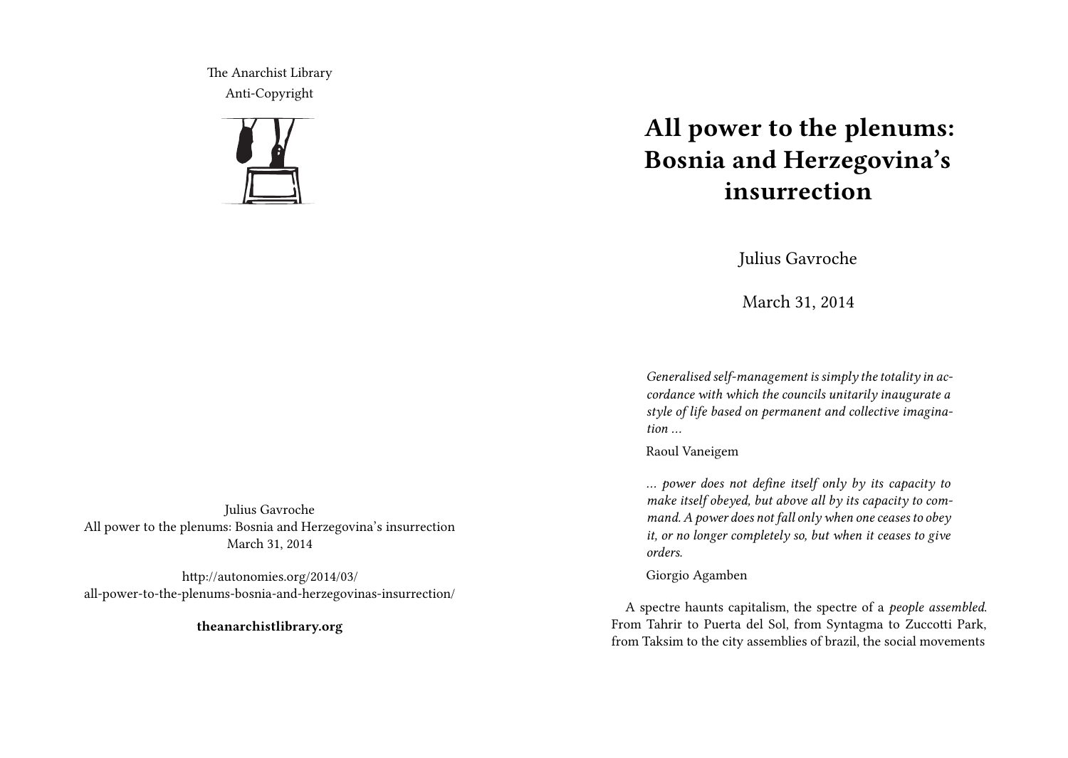The Anarchist Library
Anti-Copyright

Julius Gavroche
All power to the plenums: Bosnia and Herzegovina's insurrection
March 31, 2014

http://autonomies.org/2014/03/all-power-to-the-plenums-bosnia-and-herzegovinas-insurrection/

**theanarchistlibrary.org**

# All power to the plenums: Bosnia and Herzegovina's insurrection

Julius Gavroche

March 31, 2014

> *Generalised self-management is simply the totality in accordance with which the councils unitarily inaugurate a style of life based on permanent and collective imagination …*
>
> Raoul Vaneigem

> *… power does not define itself only by its capacity to make itself obeyed, but above all by its capacity to command. A power does not fall only when one ceases to obey it, or no longer completely so, but when it ceases to give orders.*
>
> Giorgio Agamben

A spectre haunts capitalism, the spectre of a *people assembled*. From Tahrir to Puerta del Sol, from Syntagma to Zuccotti Park, from Taksim to the city assemblies of brazil, the social movements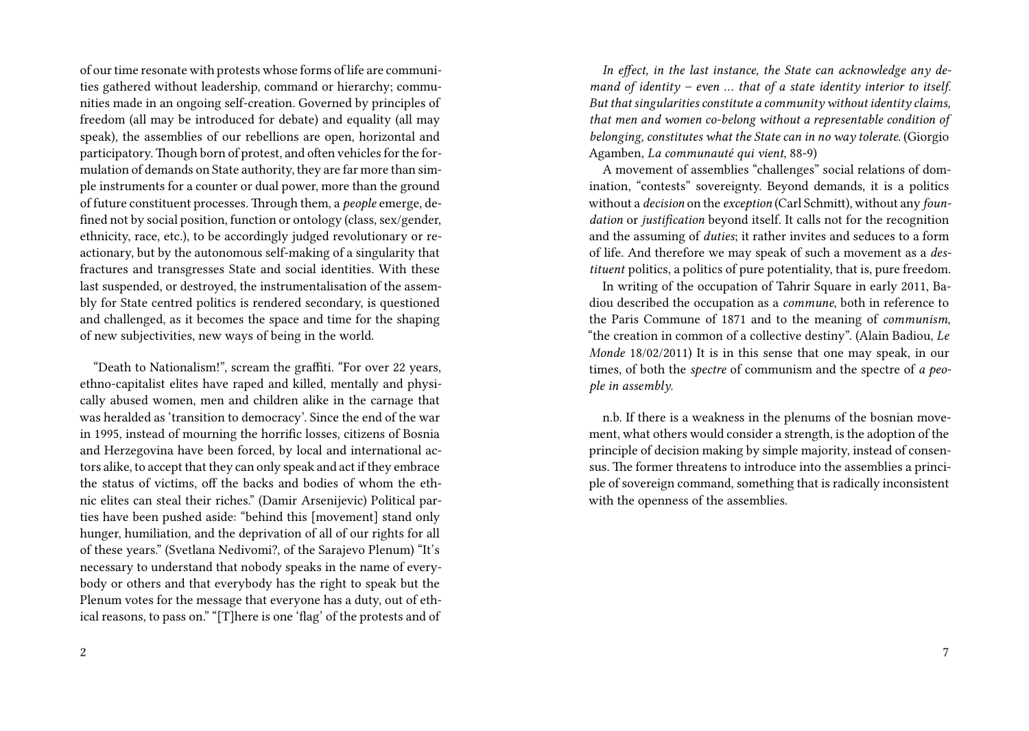of our time resonate with protests whose forms of life are communities gathered without leadership, command or hierarchy; communities made in an ongoing self-creation. Governed by principles of freedom (all may be introduced for debate) and equality (all may speak), the assemblies of our rebellions are open, horizontal and participatory. Though born of protest, and often vehicles for the formulation of demands on State authority, they are far more than simple instruments for a counter or dual power, more than the ground of future constituent processes. Through them, a *people* emerge, defined not by social position, function or ontology (class, sex/gender, ethnicity, race, etc.), to be accordingly judged revolutionary or reactionary, but by the autonomous self-making of a singularity that fractures and transgresses State and social identities. With these last suspended, or destroyed, the instrumentalisation of the assembly for State centred politics is rendered secondary, is questioned and challenged, as it becomes the space and time for the shaping of new subjectivities, new ways of being in the world.

"Death to Nationalism!", scream the graffiti. "For over 22 years, ethno-capitalist elites have raped and killed, mentally and physically abused women, men and children alike in the carnage that was heralded as 'transition to democracy'. Since the end of the war in 1995, instead of mourning the horrific losses, citizens of Bosnia and Herzegovina have been forced, by local and international actors alike, to accept that they can only speak and act if they embrace the status of victims, off the backs and bodies of whom the ethnic elites can steal their riches." (Damir Arsenijevic) Political parties have been pushed aside: "behind this [movement] stand only hunger, humiliation, and the deprivation of all of our rights for all of these years." (Svetlana Nedivomi?, of the Sarajevo Plenum) "It's necessary to understand that nobody speaks in the name of everybody or others and that everybody has the right to speak but the Plenum votes for the message that everyone has a duty, out of ethical reasons, to pass on." "[T]here is one 'flag' of the protests and of

*In effect, in the last instance, the State can acknowledge any demand of identity – even … that of a state identity interior to itself. But that singularities constitute a community without identity claims, that men and women co-belong without a representable condition of belonging, constitutes what the State can in no way tolerate.* (Giorgio Agamben, *La communauté qui vient*, 88-9)

A movement of assemblies "challenges" social relations of domination, "contests" sovereignty. Beyond demands, it is a politics without a *decision* on the *exception* (Carl Schmitt), without any *foundation* or *justification* beyond itself. It calls not for the recognition and the assuming of *duties*; it rather invites and seduces to a form of life. And therefore we may speak of such a movement as a *destituent* politics, a politics of pure potentiality, that is, pure freedom.

In writing of the occupation of Tahrir Square in early 2011, Badiou described the occupation as a *commune*, both in reference to the Paris Commune of 1871 and to the meaning of *communism*, "the creation in common of a collective destiny". (Alain Badiou, *Le Monde* 18/02/2011) It is in this sense that one may speak, in our times, of both the *spectre* of communism and the spectre of *a people in assembly*.

n.b. If there is a weakness in the plenums of the bosnian movement, what others would consider a strength, is the adoption of the principle of decision making by simple majority, instead of consensus. The former threatens to introduce into the assemblies a principle of sovereign command, something that is radically inconsistent with the openness of the assemblies.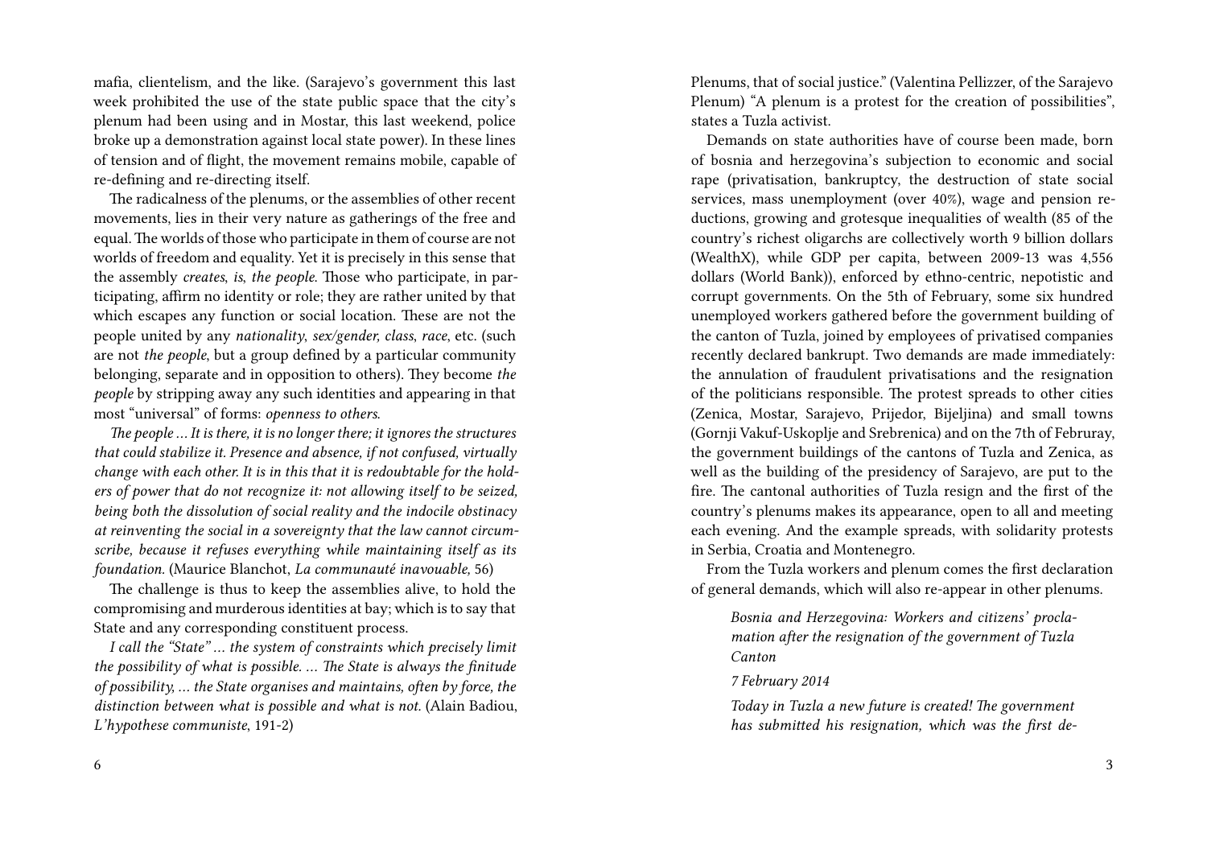mafia, clientelism, and the like. (Sarajevo's government this last week prohibited the use of the state public space that the city's plenum had been using and in Mostar, this last weekend, police broke up a demonstration against local state power). In these lines of tension and of flight, the movement remains mobile, capable of re-defining and re-directing itself.

The radicalness of the plenums, or the assemblies of other recent movements, lies in their very nature as gatherings of the free and equal. The worlds of those who participate in them of course are not worlds of freedom and equality. Yet it is precisely in this sense that the assembly *creates*, *is*, *the people*. Those who participate, in participating, affirm no identity or role; they are rather united by that which escapes any function or social location. These are not the people united by any *nationality*, *sex/gender*, *class*, *race*, etc. (such are not *the people*, but a group defined by a particular community belonging, separate and in opposition to others). They become *the people* by stripping away any such identities and appearing in that most "universal" of forms: *openness to others*.

*The people … It is there, it is no longer there; it ignores the structures that could stabilize it. Presence and absence, if not confused, virtually change with each other. It is in this that it is redoubtable for the holders of power that do not recognize it: not allowing itself to be seized, being both the dissolution of social reality and the indocile obstinacy at reinventing the social in a sovereignty that the law cannot circumscribe, because it refuses everything while maintaining itself as its foundation.* (Maurice Blanchot, *La communauté inavouable,* 56)

The challenge is thus to keep the assemblies alive, to hold the compromising and murderous identities at bay; which is to say that State and any corresponding constituent process.

*I call the "State" … the system of constraints which precisely limit the possibility of what is possible. … The State is always the finitude of possibility, … the State organises and maintains, often by force, the distinction between what is possible and what is not.* (Alain Badiou, *L'hypothese communiste*, 191-2)

Plenums, that of social justice." (Valentina Pellizzer, of the Sarajevo Plenum) "A plenum is a protest for the creation of possibilities", states a Tuzla activist.

Demands on state authorities have of course been made, born of bosnia and herzegovina's subjection to economic and social rape (privatisation, bankruptcy, the destruction of state social services, mass unemployment (over 40%), wage and pension reductions, growing and grotesque inequalities of wealth (85 of the country's richest oligarchs are collectively worth 9 billion dollars (WealthX), while GDP per capita, between 2009-13 was 4,556 dollars (World Bank)), enforced by ethno-centric, nepotistic and corrupt governments. On the 5th of February, some six hundred unemployed workers gathered before the government building of the canton of Tuzla, joined by employees of privatised companies recently declared bankrupt. Two demands are made immediately: the annulation of fraudulent privatisations and the resignation of the politicians responsible. The protest spreads to other cities (Zenica, Mostar, Sarajevo, Prijedor, Bijeljina) and small towns (Gornji Vakuf-Uskoplje and Srebrenica) and on the 7th of Februray, the government buildings of the cantons of Tuzla and Zenica, as well as the building of the presidency of Sarajevo, are put to the fire. The cantonal authorities of Tuzla resign and the first of the country's plenums makes its appearance, open to all and meeting each evening. And the example spreads, with solidarity protests in Serbia, Croatia and Montenegro.

From the Tuzla workers and plenum comes the first declaration of general demands, which will also re-appear in other plenums.

> *Bosnia and Herzegovina: Workers and citizens' proclamation after the resignation of the government of Tuzla Canton*
>
> *7 February 2014*
>
> *Today in Tuzla a new future is created! The government has submitted his resignation, which was the first de-*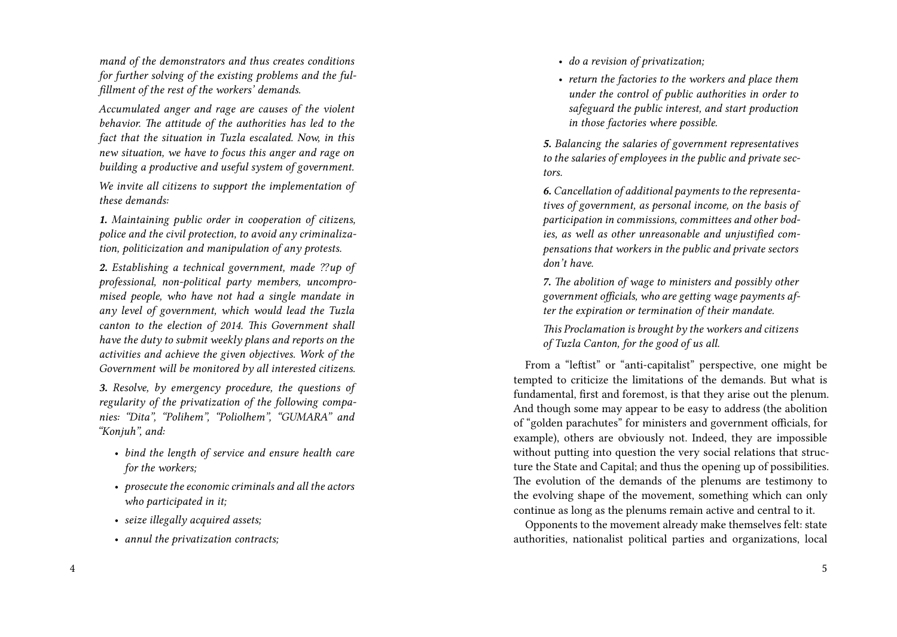*mand of the demonstrators and thus creates conditions for further solving of the existing problems and the fulfillment of the rest of the workers' demands.*

*Accumulated anger and rage are causes of the violent behavior. The attitude of the authorities has led to the fact that the situation in Tuzla escalated. Now, in this new situation, we have to focus this anger and rage on building a productive and useful system of government.*

*We invite all citizens to support the implementation of these demands:*

***1.** Maintaining public order in cooperation of citizens, police and the civil protection, to avoid any criminalization, politicization and manipulation of any protests.*

***2.** Establishing a technical government, made ??up of professional, non-political party members, uncompromised people, who have not had a single mandate in any level of government, which would lead the Tuzla canton to the election of 2014. This Government shall have the duty to submit weekly plans and reports on the activities and achieve the given objectives. Work of the Government will be monitored by all interested citizens.*

***3.** Resolve, by emergency procedure, the questions of regularity of the privatization of the following companies: "Dita", "Polihem", "Poliolhem", "GUMARA" and "Konjuh", and:*

- *bind the length of service and ensure health care for the workers;*
- *prosecute the economic criminals and all the actors who participated in it;*
- *seize illegally acquired assets;*
- *annul the privatization contracts;*
- *do a revision of privatization;*
- *return the factories to the workers and place them under the control of public authorities in order to safeguard the public interest, and start production in those factories where possible.*

***5.** Balancing the salaries of government representatives to the salaries of employees in the public and private sectors.*

***6.** Cancellation of additional payments to the representatives of government, as personal income, on the basis of participation in commissions, committees and other bodies, as well as other unreasonable and unjustified compensations that workers in the public and private sectors don't have.*

***7.** The abolition of wage to ministers and possibly other government officials, who are getting wage payments after the expiration or termination of their mandate.*

*This Proclamation is brought by the workers and citizens of Tuzla Canton, for the good of us all.*

From a "leftist" or "anti-capitalist" perspective, one might be tempted to criticize the limitations of the demands. But what is fundamental, first and foremost, is that they arise out the plenum. And though some may appear to be easy to address (the abolition of "golden parachutes" for ministers and government officials, for example), others are obviously not. Indeed, they are impossible without putting into question the very social relations that structure the State and Capital; and thus the opening up of possibilities. The evolution of the demands of the plenums are testimony to the evolving shape of the movement, something which can only continue as long as the plenums remain active and central to it.

Opponents to the movement already make themselves felt: state authorities, nationalist political parties and organizations, local